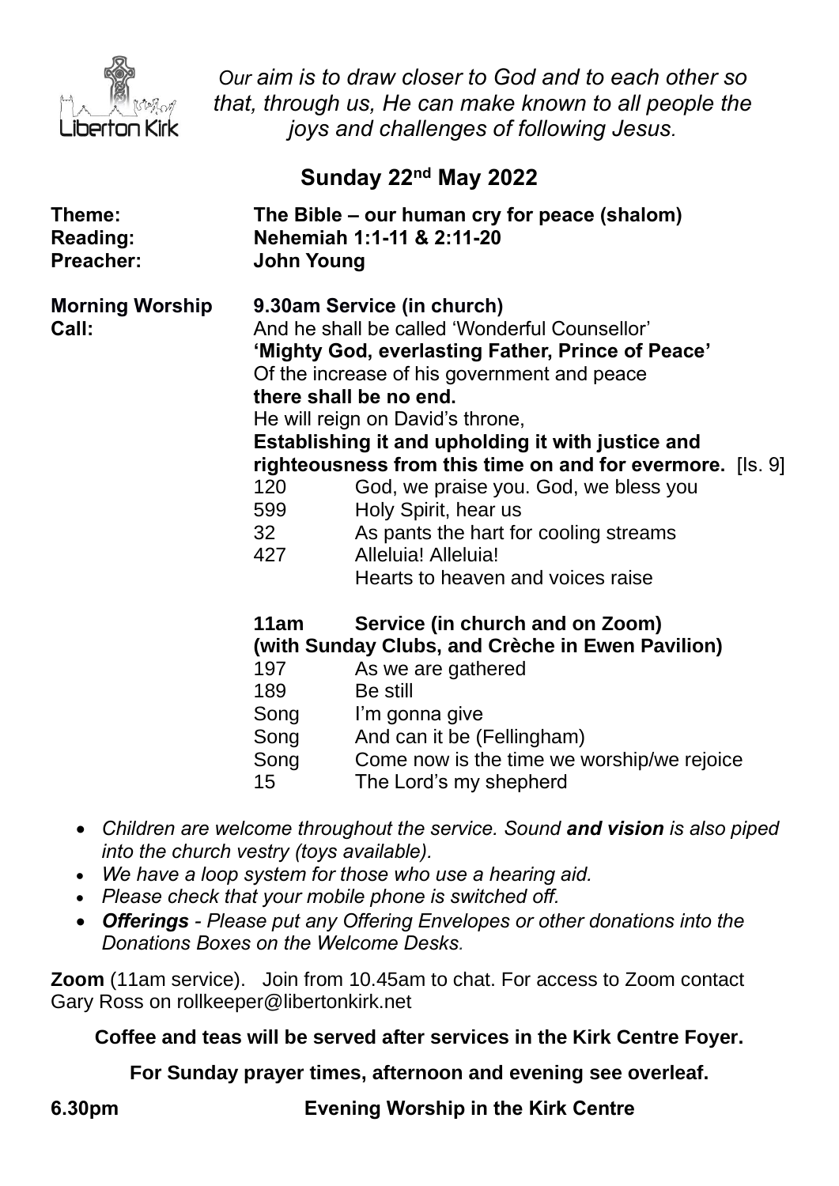Liberton Kirk

*Our aim is to draw closer to God and to each other so that, through us, He can make known to all people the joys and challenges of following Jesus.*

## Sunday 22nd May 2022

| | |
|---|---|
| **Theme:** | **The Bible – our human cry for peace (shalom)** |
| **Reading:** | **Nehemiah 1:1-11 & 2:11-20** |
| **Preacher:** | **John Young** |

**Morning Worship** — **9.30am Service (in church)**

**Call:**

And he shall be called 'Wonderful Counsellor'
**'Mighty God, everlasting Father, Prince of Peace'**
Of the increase of his government and peace
**there shall be no end.**
He will reign on David's throne,
**Establishing it and upholding it with justice and righteousness from this time on and for evermore.** [Is. 9]

| | |
|---|---|
| 120 | God, we praise you. God, we bless you |
| 599 | Holy Spirit, hear us |
| 32 | As pants the hart for cooling streams |
| 427 | Alleluia! Alleluia! Hearts to heaven and voices raise |

**11am Service (in church and on Zoom)**
**(with Sunday Clubs, and Crèche in Ewen Pavilion)**

| | |
|---|---|
| 197 | As we are gathered |
| 189 | Be still |
| Song | I'm gonna give |
| Song | And can it be (Fellingham) |
| Song | Come now is the time we worship/we rejoice |
| 15 | The Lord's my shepherd |

- *Children are welcome throughout the service. Sound **and vision** is also piped into the church vestry (toys available).*
- *We have a loop system for those who use a hearing aid.*
- *Please check that your mobile phone is switched off.*
- ***Offerings** - Please put any Offering Envelopes or other donations into the Donations Boxes on the Welcome Desks.*

**Zoom** (11am service). Join from 10.45am to chat. For access to Zoom contact Gary Ross on rollkeeper@libertonkirk.net

**Coffee and teas will be served after services in the Kirk Centre Foyer.**

**For Sunday prayer times, afternoon and evening see overleaf.**

**6.30pm Evening Worship in the Kirk Centre**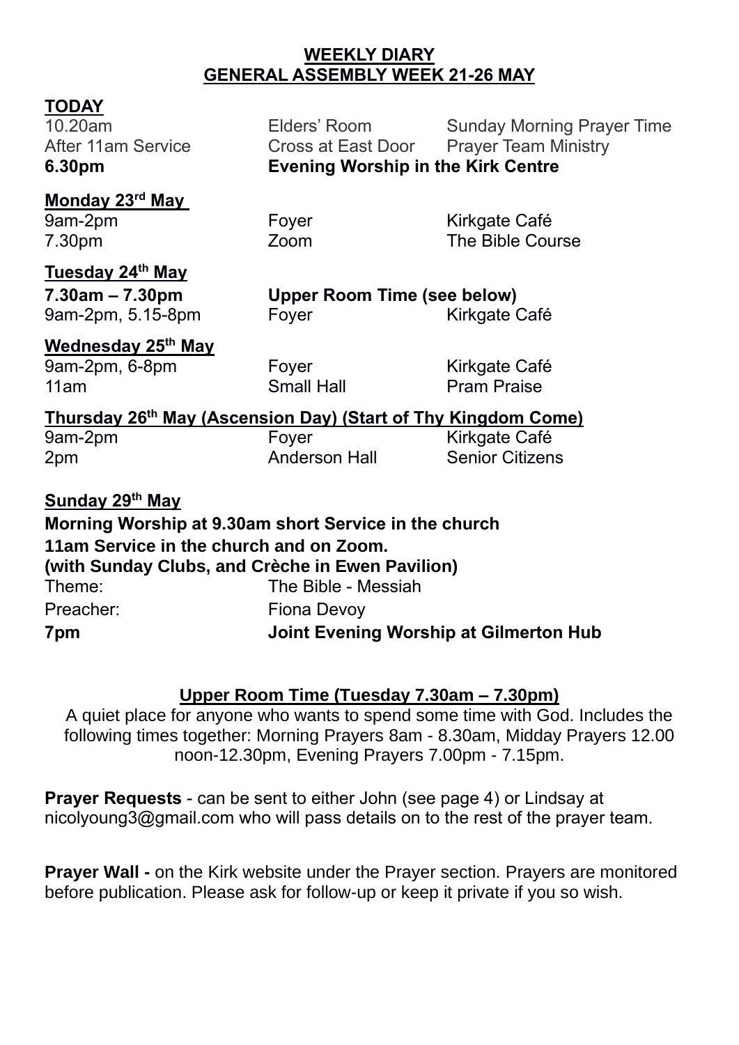# WEEKLY DIARY
## GENERAL ASSEMBLY WEEK 21-26 MAY

**TODAY**

| | | |
|---|---|---|
| 10.20am | Elders' Room | Sunday Morning Prayer Time |
| After 11am Service | Cross at East Door | Prayer Team Ministry |
| **6.30pm** | **Evening Worship in the Kirk Centre** | |

**Monday 23rd May**

| | | |
|---|---|---|
| 9am-2pm | Foyer | Kirkgate Café |
| 7.30pm | Zoom | The Bible Course |

**Tuesday 24th May**

| | | |
|---|---|---|
| **7.30am – 7.30pm** | **Upper Room Time (see below)** | |
| 9am-2pm, 5.15-8pm | Foyer | Kirkgate Café |

**Wednesday 25th May**

| | | |
|---|---|---|
| 9am-2pm, 6-8pm | Foyer | Kirkgate Café |
| 11am | Small Hall | Pram Praise |

**Thursday 26th May (Ascension Day) (Start of Thy Kingdom Come)**

| | | |
|---|---|---|
| 9am-2pm | Foyer | Kirkgate Café |
| 2pm | Anderson Hall | Senior Citizens |

**Sunday 29th May**

**Morning Worship at 9.30am short Service in the church**
**11am Service in the church and on Zoom.**
**(with Sunday Clubs, and Crèche in Ewen Pavilion)**

Theme: The Bible - Messiah

Preacher: Fiona Devoy

**7pm Joint Evening Worship at Gilmerton Hub**

**Upper Room Time (Tuesday 7.30am – 7.30pm)**

A quiet place for anyone who wants to spend some time with God. Includes the following times together: Morning Prayers 8am - 8.30am, Midday Prayers 12.00 noon-12.30pm, Evening Prayers 7.00pm - 7.15pm.

**Prayer Requests** - can be sent to either John (see page 4) or Lindsay at nicolyoung3@gmail.com who will pass details on to the rest of the prayer team.

**Prayer Wall -** on the Kirk website under the Prayer section. Prayers are monitored before publication. Please ask for follow-up or keep it private if you so wish.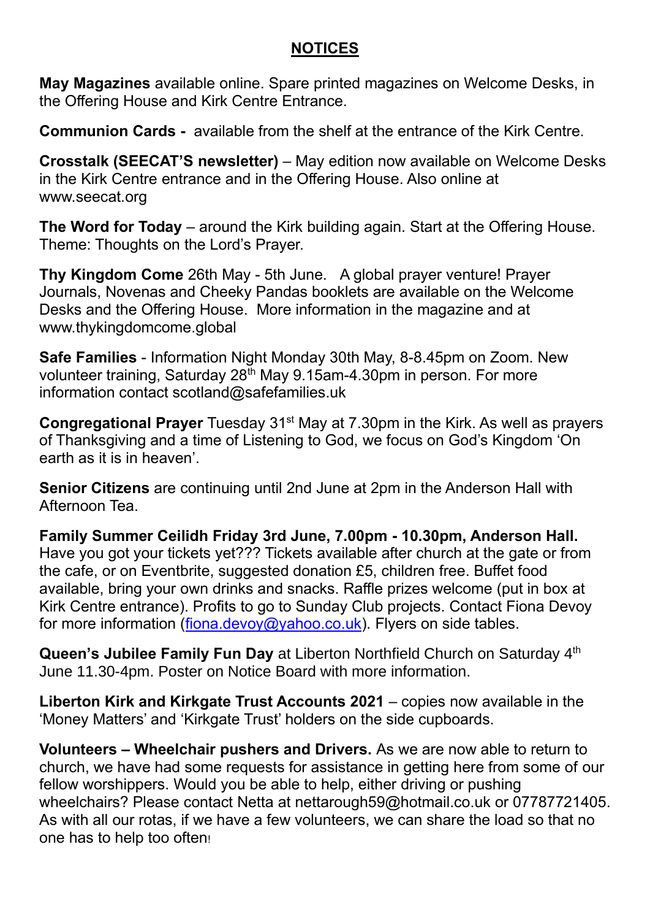## NOTICES

**May Magazines** available online. Spare printed magazines on Welcome Desks, in the Offering House and Kirk Centre Entrance.

**Communion Cards -** available from the shelf at the entrance of the Kirk Centre.

**Crosstalk (SEECAT'S newsletter)** – May edition now available on Welcome Desks in the Kirk Centre entrance and in the Offering House. Also online at www.seecat.org

**The Word for Today** – around the Kirk building again. Start at the Offering House. Theme: Thoughts on the Lord's Prayer.

**Thy Kingdom Come** 26th May - 5th June. A global prayer venture! Prayer Journals, Novenas and Cheeky Pandas booklets are available on the Welcome Desks and the Offering House. More information in the magazine and at www.thykingdomcome.global

**Safe Families** - Information Night Monday 30th May, 8-8.45pm on Zoom. New volunteer training, Saturday 28th May 9.15am-4.30pm in person. For more information contact scotland@safefamilies.uk

**Congregational Prayer** Tuesday 31st May at 7.30pm in the Kirk. As well as prayers of Thanksgiving and a time of Listening to God, we focus on God's Kingdom 'On earth as it is in heaven'.

**Senior Citizens** are continuing until 2nd June at 2pm in the Anderson Hall with Afternoon Tea.

**Family Summer Ceilidh Friday 3rd June, 7.00pm - 10.30pm, Anderson Hall.** Have you got your tickets yet??? Tickets available after church at the gate or from the cafe, or on Eventbrite, suggested donation £5, children free. Buffet food available, bring your own drinks and snacks. Raffle prizes welcome (put in box at Kirk Centre entrance). Profits to go to Sunday Club projects. Contact Fiona Devoy for more information (fiona.devoy@yahoo.co.uk). Flyers on side tables.

**Queen's Jubilee Family Fun Day** at Liberton Northfield Church on Saturday 4th June 11.30-4pm. Poster on Notice Board with more information.

**Liberton Kirk and Kirkgate Trust Accounts 2021** – copies now available in the 'Money Matters' and 'Kirkgate Trust' holders on the side cupboards.

**Volunteers – Wheelchair pushers and Drivers.** As we are now able to return to church, we have had some requests for assistance in getting here from some of our fellow worshippers. Would you be able to help, either driving or pushing wheelchairs? Please contact Netta at nettarough59@hotmail.co.uk or 07787721405. As with all our rotas, if we have a few volunteers, we can share the load so that no one has to help too often!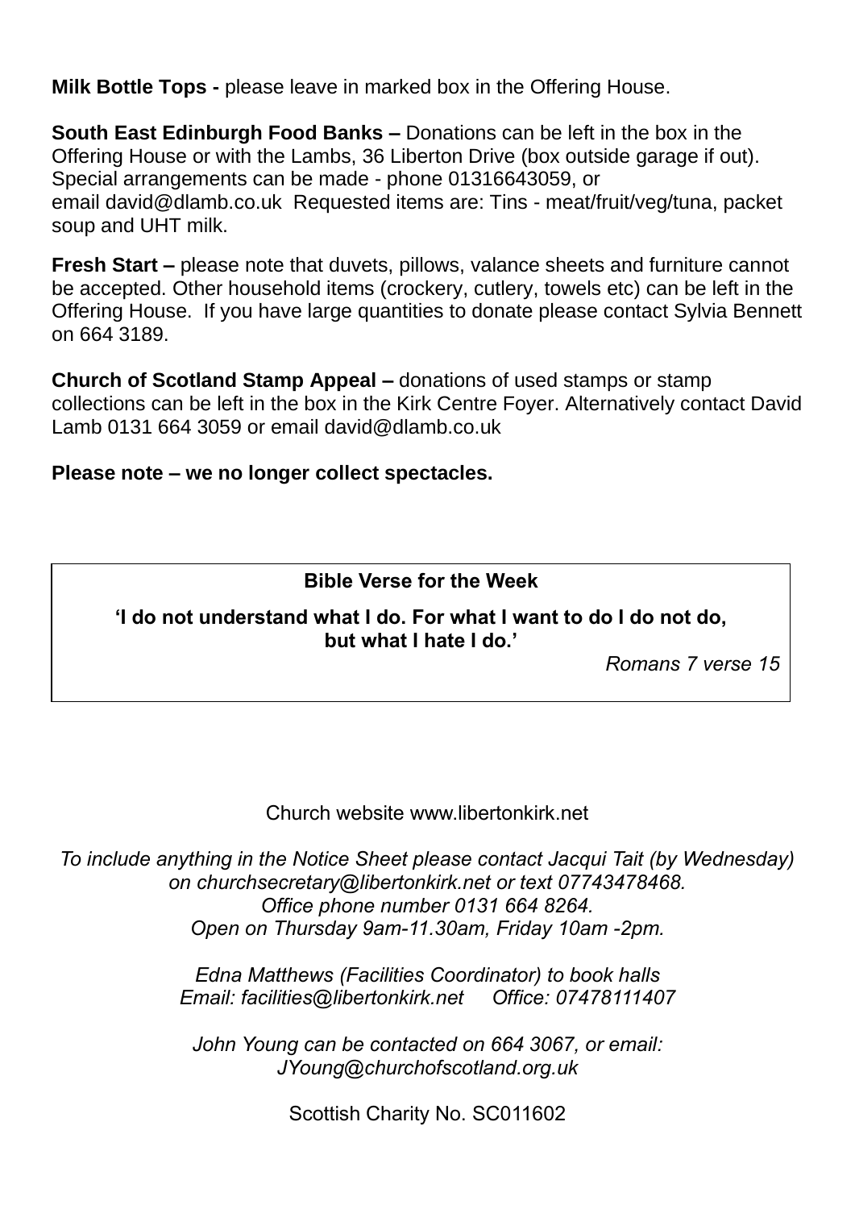**Milk Bottle Tops -** please leave in marked box in the Offering House.

**South East Edinburgh Food Banks –** Donations can be left in the box in the Offering House or with the Lambs, 36 Liberton Drive (box outside garage if out). Special arrangements can be made - phone 01316643059, or email david@dlamb.co.uk Requested items are: Tins - meat/fruit/veg/tuna, packet soup and UHT milk.

**Fresh Start –** please note that duvets, pillows, valance sheets and furniture cannot be accepted. Other household items (crockery, cutlery, towels etc) can be left in the Offering House. If you have large quantities to donate please contact Sylvia Bennett on 664 3189.

**Church of Scotland Stamp Appeal –** donations of used stamps or stamp collections can be left in the box in the Kirk Centre Foyer. Alternatively contact David Lamb 0131 664 3059 or email david@dlamb.co.uk

**Please note – we no longer collect spectacles.**

**Bible Verse for the Week**

**'I do not understand what I do. For what I want to do I do not do, but what I hate I do.'**

*Romans 7 verse 15*

Church website www.libertonkirk.net

*To include anything in the Notice Sheet please contact Jacqui Tait (by Wednesday) on churchsecretary@libertonkirk.net or text 07743478468.*
*Office phone number 0131 664 8264.*
*Open on Thursday 9am-11.30am, Friday 10am -2pm.*

*Edna Matthews (Facilities Coordinator) to book halls*
*Email: facilities@libertonkirk.net Office: 07478111407*

*John Young can be contacted on 664 3067, or email: JYoung@churchofscotland.org.uk*

Scottish Charity No. SC011602